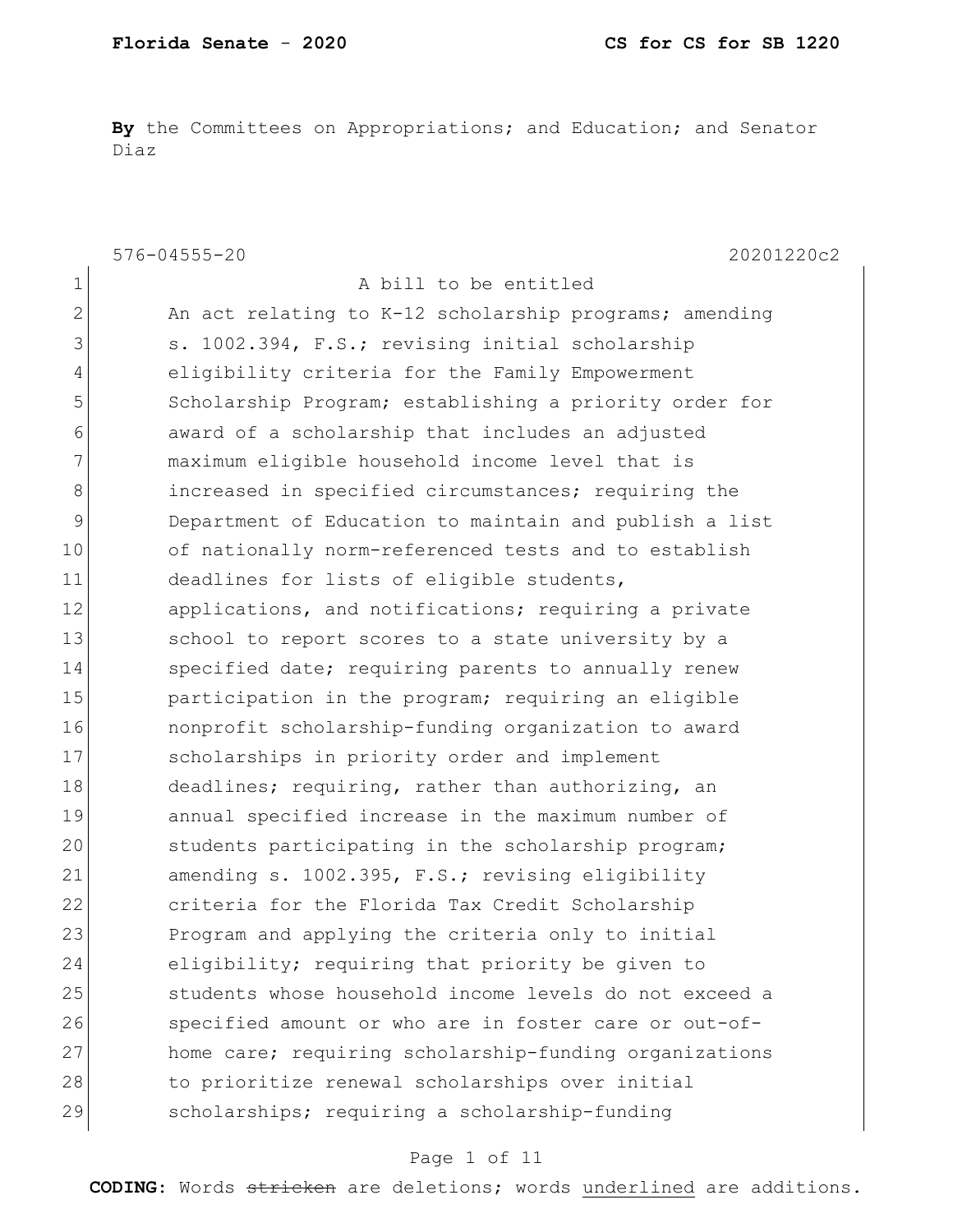**By** the Committees on Appropriations; and Education; and Senator Diaz

576-04555-20 20201220c2

1 A bill to be entitled
2 An act relating to K-12 scholarship programs; amending
3 s. 1002.394, F.S.; revising initial scholarship
4 eligibility criteria for the Family Empowerment
5 Scholarship Program; establishing a priority order for
6 award of a scholarship that includes an adjusted
7 maximum eligible household income level that is
8 increased in specified circumstances; requiring the
9 Department of Education to maintain and publish a list
10 of nationally norm-referenced tests and to establish
11 deadlines for lists of eligible students,
12 applications, and notifications; requiring a private
13 school to report scores to a state university by a
14 specified date; requiring parents to annually renew
15 participation in the program; requiring an eligible
16 nonprofit scholarship-funding organization to award
17 scholarships in priority order and implement
18 deadlines; requiring, rather than authorizing, an
19 annual specified increase in the maximum number of
20 students participating in the scholarship program;
21 amending s. 1002.395, F.S.; revising eligibility
22 criteria for the Florida Tax Credit Scholarship
23 Program and applying the criteria only to initial
24 eligibility; requiring that priority be given to
25 students whose household income levels do not exceed a
26 specified amount or who are in foster care or out-of-
27 home care; requiring scholarship-funding organizations
28 to prioritize renewal scholarships over initial
29 scholarships; requiring a scholarship-funding

**CODING:** Words ~~stricken~~ are deletions; words <u>underlined</u> are additions.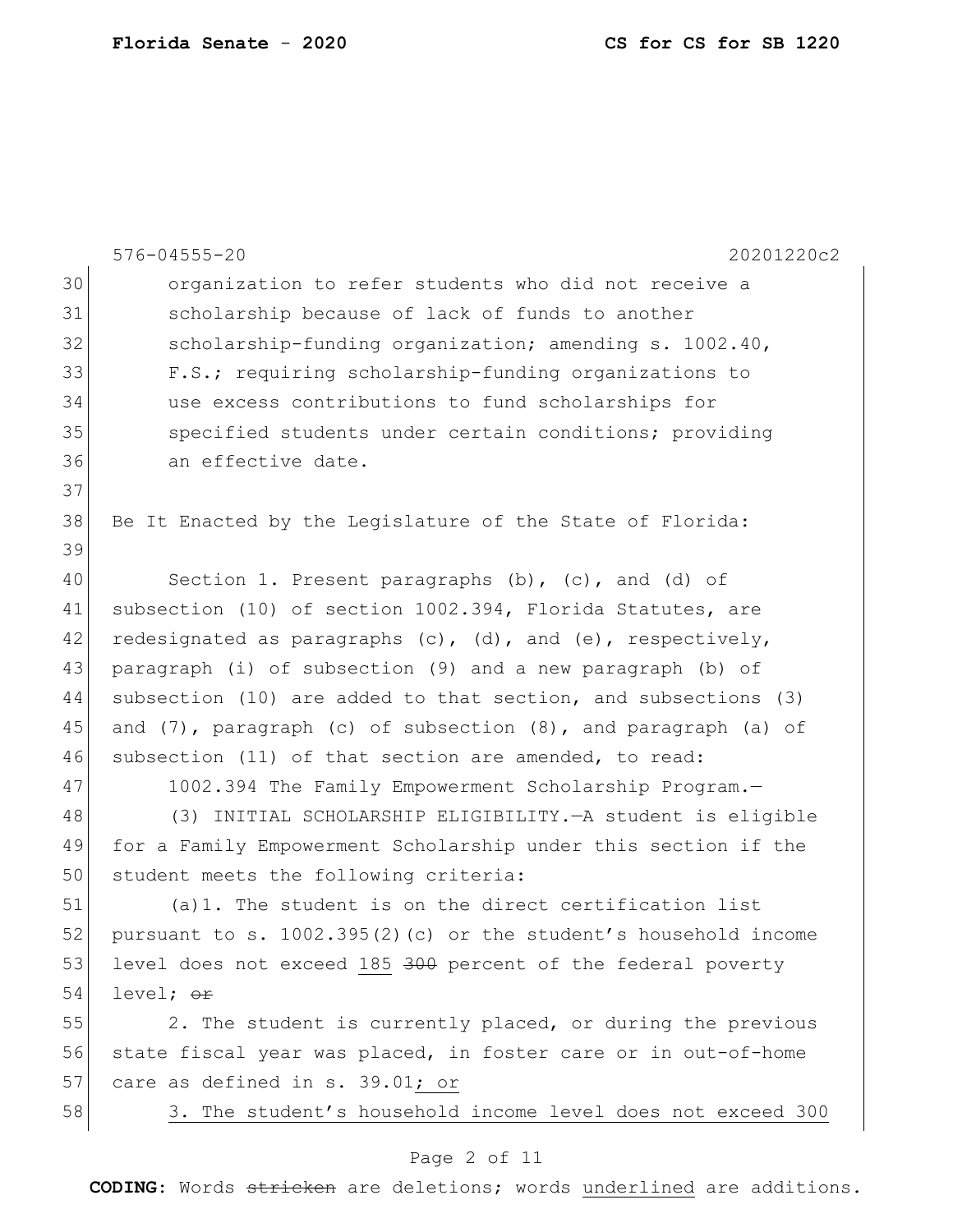576-04555-20 20201220c2

organization to refer students who did not receive a scholarship because of lack of funds to another scholarship-funding organization; amending s. 1002.40, F.S.; requiring scholarship-funding organizations to use excess contributions to fund scholarships for specified students under certain conditions; providing an effective date.

Be It Enacted by the Legislature of the State of Florida:

Section 1. Present paragraphs (b), (c), and (d) of subsection (10) of section 1002.394, Florida Statutes, are redesignated as paragraphs (c), (d), and (e), respectively, paragraph (i) of subsection (9) and a new paragraph (b) of subsection (10) are added to that section, and subsections (3) and (7), paragraph (c) of subsection (8), and paragraph (a) of subsection (11) of that section are amended, to read:

1002.394 The Family Empowerment Scholarship Program.—

(3) INITIAL SCHOLARSHIP ELIGIBILITY.—A student is eligible for a Family Empowerment Scholarship under this section if the student meets the following criteria:

(a)1. The student is on the direct certification list pursuant to s. 1002.395(2)(c) or the student's household income level does not exceed <u>185</u> ~~300~~ percent of the federal poverty level; ~~or~~

2. The student is currently placed, or during the previous state fiscal year was placed, in foster care or in out-of-home care as defined in s. 39.01<u>; or</u>

<u>3. The student's household income level does not exceed 300</u>

**CODING:** Words ~~stricken~~ are deletions; words <u>underlined</u> are additions.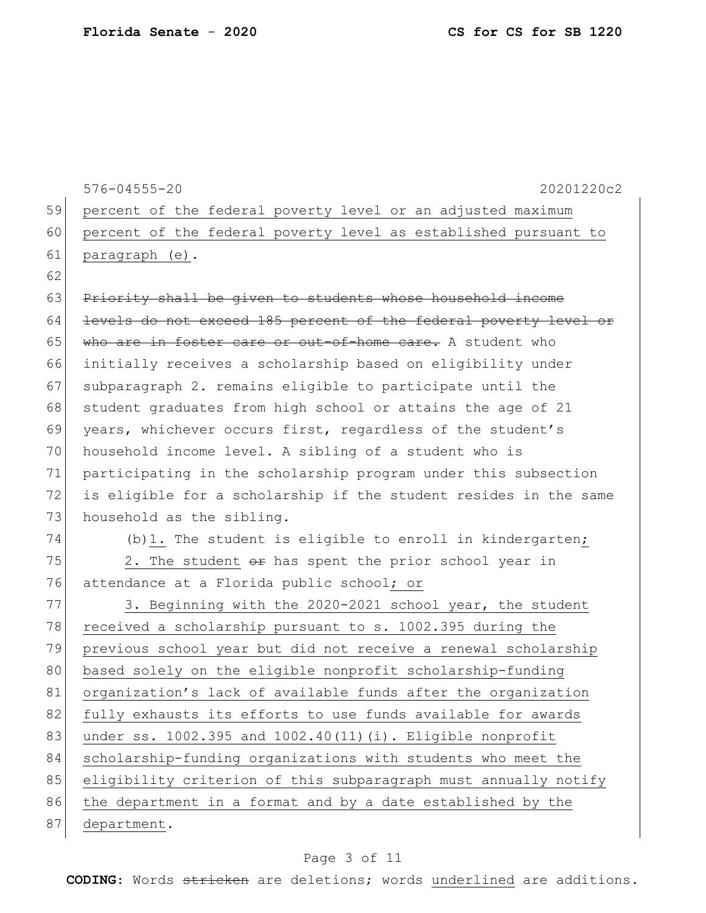<u>percent of the federal poverty level or an adjusted maximum percent of the federal poverty level as established pursuant to paragraph (e)</u>.

~~Priority shall be given to students whose household income levels do not exceed 185 percent of the federal poverty level or who are in foster care or out-of-home care.~~ A student who initially receives a scholarship based on eligibility under subparagraph 2. remains eligible to participate until the student graduates from high school or attains the age of 21 years, whichever occurs first, regardless of the student's household income level. A sibling of a student who is participating in the scholarship program under this subsection is eligible for a scholarship if the student resides in the same household as the sibling.

(b)<u>1.</u> The student is eligible to enroll in kindergarten<u>;</u>

<u>2. The student</u> ~~or~~ has spent the prior school year in attendance at a Florida public school<u>; or</u>

<u>3. Beginning with the 2020-2021 school year, the student received a scholarship pursuant to s. 1002.395 during the previous school year but did not receive a renewal scholarship based solely on the eligible nonprofit scholarship-funding organization's lack of available funds after the organization fully exhausts its efforts to use funds available for awards under ss. 1002.395 and 1002.40(11)(i). Eligible nonprofit scholarship-funding organizations with students who meet the eligibility criterion of this subparagraph must annually notify the department in a format and by a date established by the department</u>.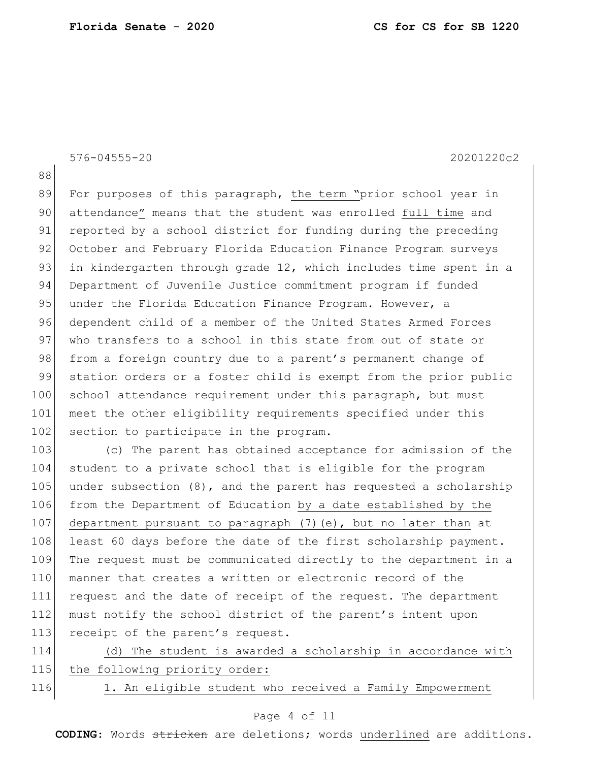For purposes of this paragraph, <u>the term</u> "prior school year in attendance" means that the student was enrolled <u>full time</u> and reported by a school district for funding during the preceding October and February Florida Education Finance Program surveys in kindergarten through grade 12, which includes time spent in a Department of Juvenile Justice commitment program if funded under the Florida Education Finance Program. However, a dependent child of a member of the United States Armed Forces who transfers to a school in this state from out of state or from a foreign country due to a parent's permanent change of station orders or a foster child is exempt from the prior public school attendance requirement under this paragraph, but must meet the other eligibility requirements specified under this section to participate in the program.

(c) The parent has obtained acceptance for admission of the student to a private school that is eligible for the program under subsection (8), and the parent has requested a scholarship from the Department of Education <u>by a date established by the department pursuant to paragraph (7)(e), but no later than</u> at least 60 days before the date of the first scholarship payment. The request must be communicated directly to the department in a manner that creates a written or electronic record of the request and the date of receipt of the request. The department must notify the school district of the parent's intent upon receipt of the parent's request.

<u>(d) The student is awarded a scholarship in accordance with the following priority order:</u>

<u>1. An eligible student who received a Family Empowerment</u>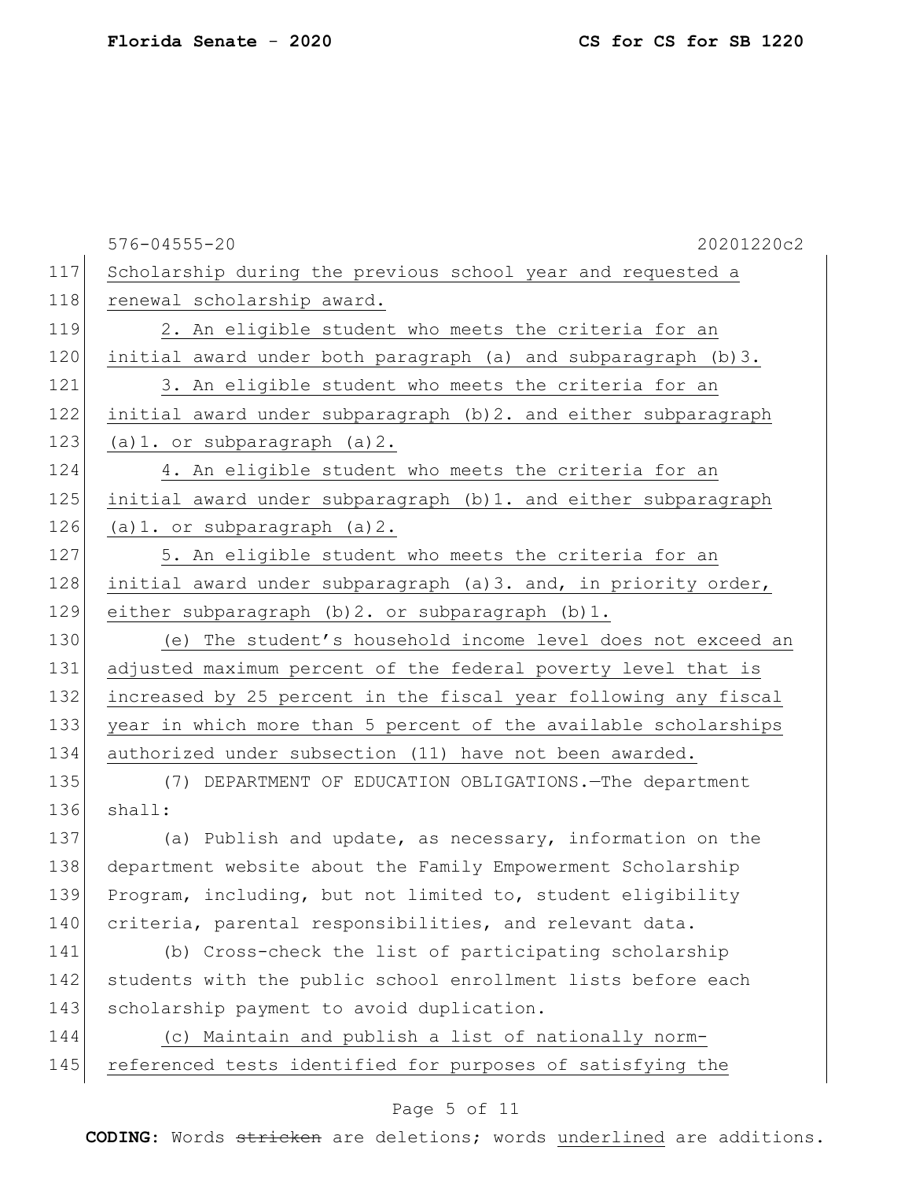Scholarship during the previous school year and requested a renewal scholarship award.

2. An eligible student who meets the criteria for an initial award under both paragraph (a) and subparagraph (b)3.

3. An eligible student who meets the criteria for an initial award under subparagraph (b)2. and either subparagraph (a)1. or subparagraph (a)2.

4. An eligible student who meets the criteria for an initial award under subparagraph (b)1. and either subparagraph (a)1. or subparagraph (a)2.

5. An eligible student who meets the criteria for an initial award under subparagraph (a)3. and, in priority order, either subparagraph (b)2. or subparagraph (b)1.

(e) The student's household income level does not exceed an adjusted maximum percent of the federal poverty level that is increased by 25 percent in the fiscal year following any fiscal year in which more than 5 percent of the available scholarships authorized under subsection (11) have not been awarded.

(7) DEPARTMENT OF EDUCATION OBLIGATIONS.—The department shall:

(a) Publish and update, as necessary, information on the department website about the Family Empowerment Scholarship Program, including, but not limited to, student eligibility criteria, parental responsibilities, and relevant data.

(b) Cross-check the list of participating scholarship students with the public school enrollment lists before each scholarship payment to avoid duplication.

(c) Maintain and publish a list of nationally norm-referenced tests identified for purposes of satisfying the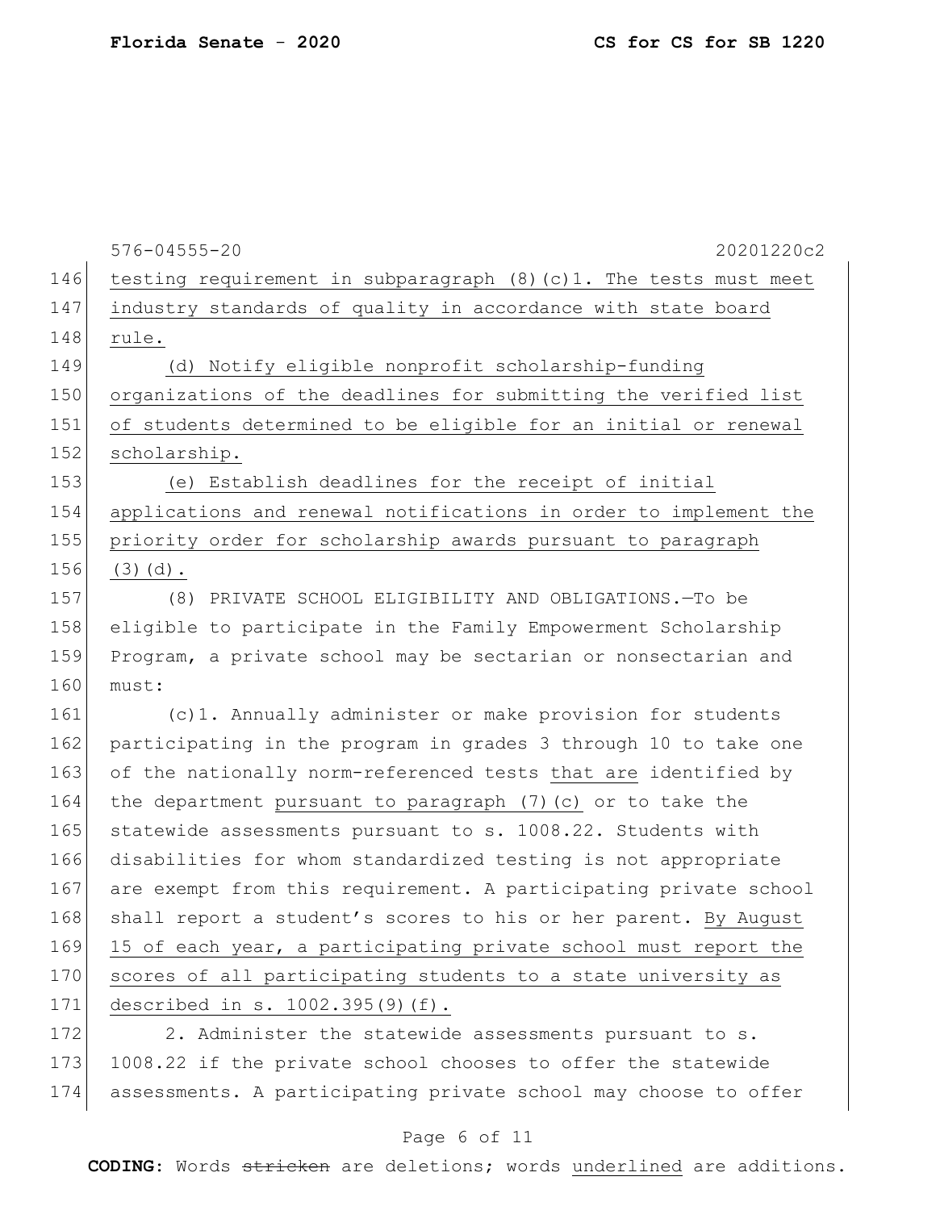testing requirement in subparagraph (8)(c)1. The tests must meet industry standards of quality in accordance with state board rule.

(d) Notify eligible nonprofit scholarship-funding organizations of the deadlines for submitting the verified list of students determined to be eligible for an initial or renewal scholarship.

(e) Establish deadlines for the receipt of initial applications and renewal notifications in order to implement the priority order for scholarship awards pursuant to paragraph (3)(d).

(8) PRIVATE SCHOOL ELIGIBILITY AND OBLIGATIONS.—To be eligible to participate in the Family Empowerment Scholarship Program, a private school may be sectarian or nonsectarian and must:

(c)1. Annually administer or make provision for students participating in the program in grades 3 through 10 to take one of the nationally norm-referenced tests that are identified by the department pursuant to paragraph (7)(c) or to take the statewide assessments pursuant to s. 1008.22. Students with disabilities for whom standardized testing is not appropriate are exempt from this requirement. A participating private school shall report a student's scores to his or her parent. By August 15 of each year, a participating private school must report the scores of all participating students to a state university as described in s. 1002.395(9)(f).

2. Administer the statewide assessments pursuant to s. 1008.22 if the private school chooses to offer the statewide assessments. A participating private school may choose to offer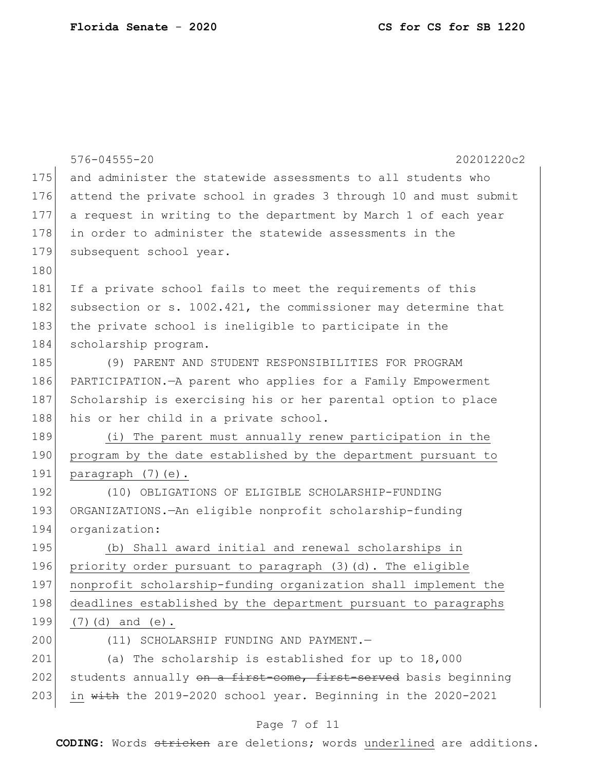and administer the statewide assessments to all students who attend the private school in grades 3 through 10 and must submit a request in writing to the department by March 1 of each year in order to administer the statewide assessments in the subsequent school year.

If a private school fails to meet the requirements of this subsection or s. 1002.421, the commissioner may determine that the private school is ineligible to participate in the scholarship program.

(9) PARENT AND STUDENT RESPONSIBILITIES FOR PROGRAM PARTICIPATION.—A parent who applies for a Family Empowerment Scholarship is exercising his or her parental option to place his or her child in a private school.

<u>(i) The parent must annually renew participation in the program by the date established by the department pursuant to paragraph (7)(e).</u>

(10) OBLIGATIONS OF ELIGIBLE SCHOLARSHIP-FUNDING ORGANIZATIONS.—An eligible nonprofit scholarship-funding organization:

<u>(b) Shall award initial and renewal scholarships in priority order pursuant to paragraph (3)(d). The eligible nonprofit scholarship-funding organization shall implement the deadlines established by the department pursuant to paragraphs (7)(d) and (e).</u>

(11) SCHOLARSHIP FUNDING AND PAYMENT.—

(a) The scholarship is established for up to 18,000 students annually ~~on a first-come, first-served~~ basis beginning <u>in</u> ~~with~~ the 2019-2020 school year. Beginning in the 2020-2021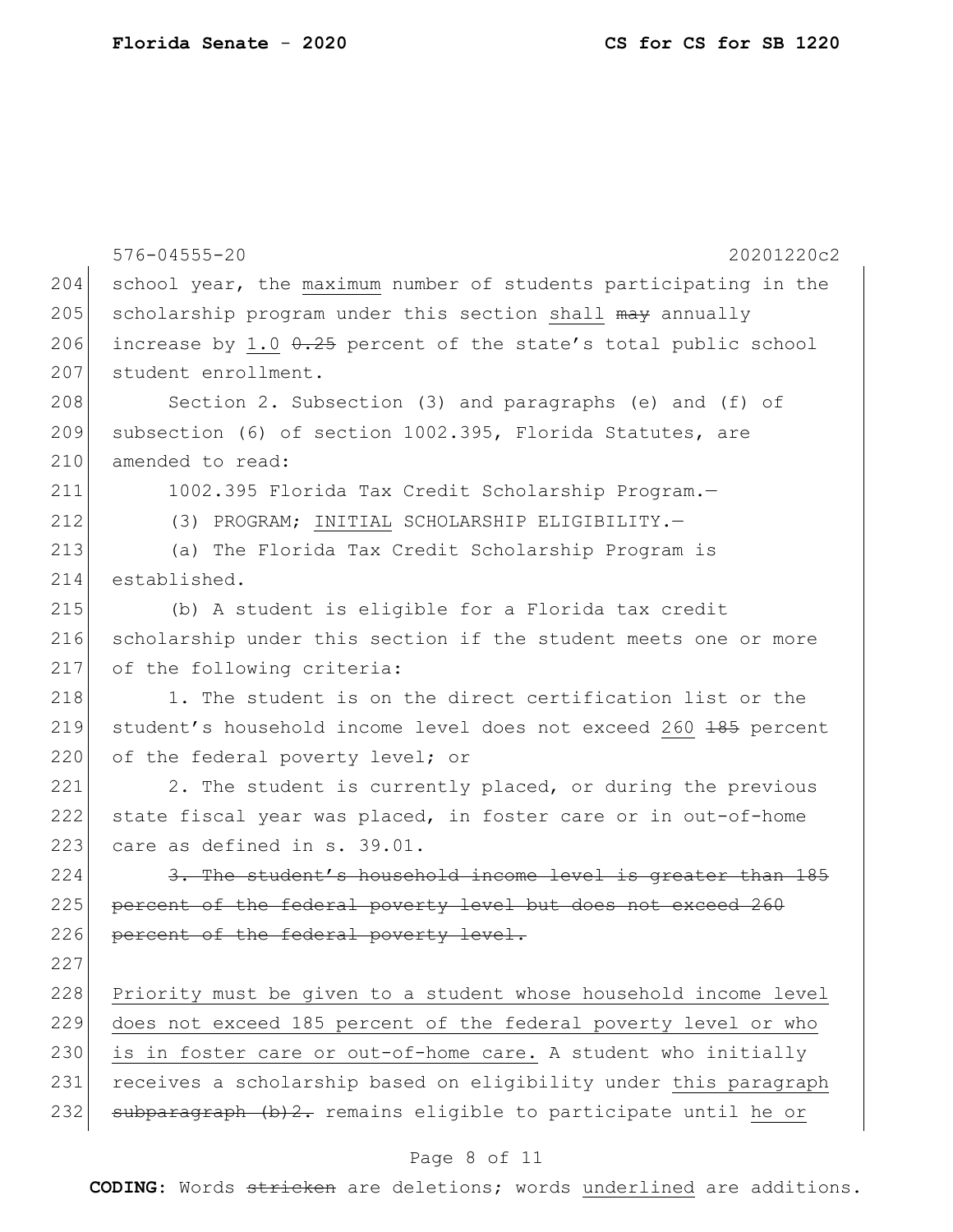school year, the <u>maximum</u> number of students participating in the scholarship program under this section <u>shall</u> ~~may~~ annually increase by <u>1.0</u> ~~0.25~~ percent of the state's total public school student enrollment.

Section 2. Subsection (3) and paragraphs (e) and (f) of subsection (6) of section 1002.395, Florida Statutes, are amended to read:

1002.395 Florida Tax Credit Scholarship Program.—

(3) PROGRAM; <u>INITIAL</u> SCHOLARSHIP ELIGIBILITY.—

(a) The Florida Tax Credit Scholarship Program is established.

(b) A student is eligible for a Florida tax credit scholarship under this section if the student meets one or more of the following criteria:

1. The student is on the direct certification list or the student's household income level does not exceed <u>260</u> ~~185~~ percent of the federal poverty level; or

2. The student is currently placed, or during the previous state fiscal year was placed, in foster care or in out-of-home care as defined in s. 39.01.

~~3. The student's household income level is greater than 185 percent of the federal poverty level but does not exceed 260 percent of the federal poverty level.~~

<u>Priority must be given to a student whose household income level does not exceed 185 percent of the federal poverty level or who is in foster care or out-of-home care.</u> A student who initially receives a scholarship based on eligibility under <u>this paragraph</u> ~~subparagraph (b)2.~~ remains eligible to participate until <u>he or</u>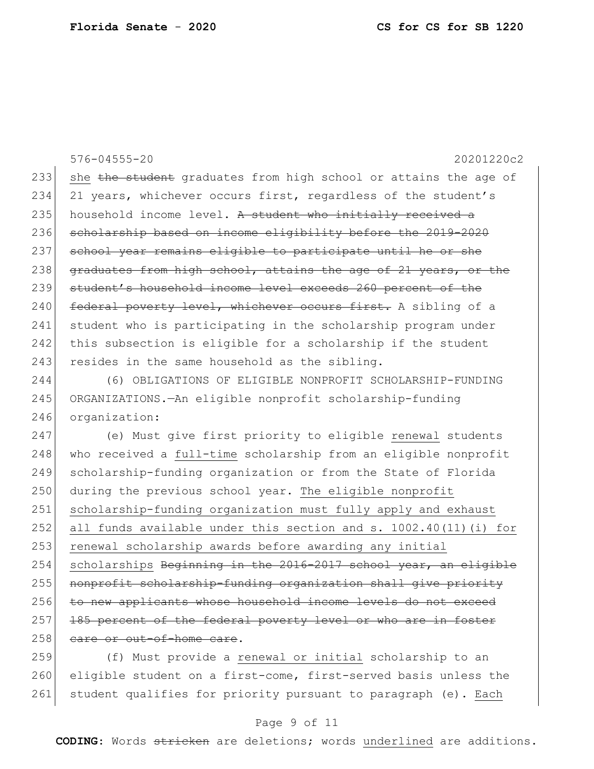576-04555-20 20201220c2

233 she ~~the student~~ graduates from high school or attains the age of
234 21 years, whichever occurs first, regardless of the student's
235 household income level. ~~A student who initially received a~~
236 ~~scholarship based on income eligibility before the 2019-2020~~
237 ~~school year remains eligible to participate until he or she~~
238 ~~graduates from high school, attains the age of 21 years, or the~~
239 ~~student's household income level exceeds 260 percent of the~~
240 ~~federal poverty level, whichever occurs first.~~ A sibling of a
241 student who is participating in the scholarship program under
242 this subsection is eligible for a scholarship if the student
243 resides in the same household as the sibling.

244 (6) OBLIGATIONS OF ELIGIBLE NONPROFIT SCHOLARSHIP-FUNDING
245 ORGANIZATIONS.—An eligible nonprofit scholarship-funding
246 organization:

247 (e) Must give first priority to eligible <u>renewal</u> students
248 who received a <u>full-time</u> scholarship from an eligible nonprofit
249 scholarship-funding organization or from the State of Florida
250 during the previous school year. <u>The eligible nonprofit</u>
251 <u>scholarship-funding organization must fully apply and exhaust</u>
252 <u>all funds available under this section and s. 1002.40(11)(i) for</u>
253 <u>renewal scholarship awards before awarding any initial</u>
254 <u>scholarships</u> ~~Beginning in the 2016-2017 school year, an eligible~~
255 ~~nonprofit scholarship-funding organization shall give priority~~
256 ~~to new applicants whose household income levels do not exceed~~
257 ~~185 percent of the federal poverty level or who are in foster~~
258 ~~care or out-of-home care~~.

259 (f) Must provide a <u>renewal or initial</u> scholarship to an
260 eligible student on a first-come, first-served basis unless the
261 student qualifies for priority pursuant to paragraph (e). <u>Each</u>

**CODING:** Words ~~stricken~~ are deletions; words <u>underlined</u> are additions.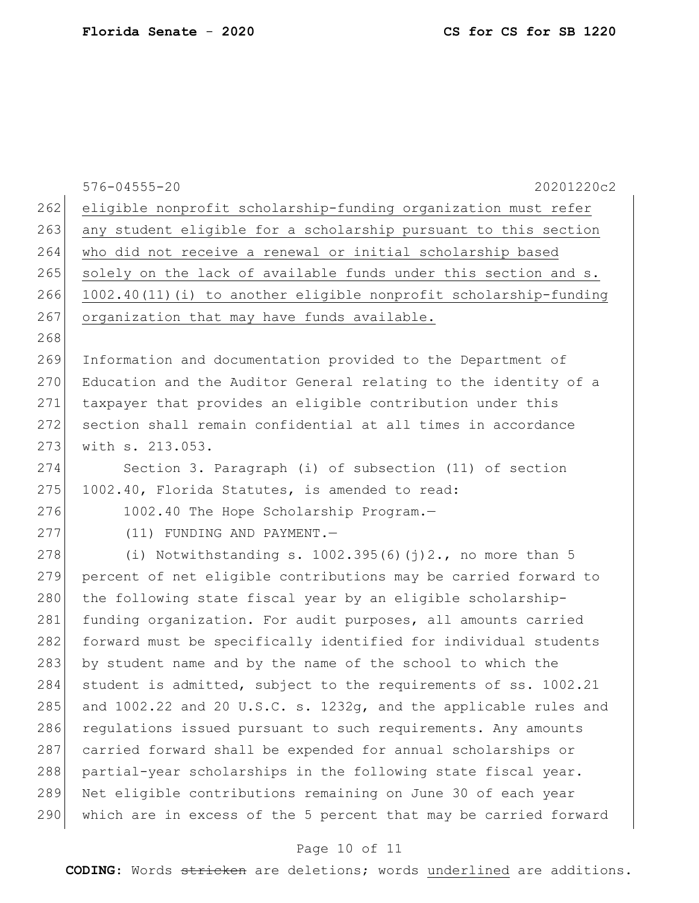<u>eligible nonprofit scholarship-funding organization must refer any student eligible for a scholarship pursuant to this section who did not receive a renewal or initial scholarship based solely on the lack of available funds under this section and s. 1002.40(11)(i) to another eligible nonprofit scholarship-funding organization that may have funds available.</u>

Information and documentation provided to the Department of Education and the Auditor General relating to the identity of a taxpayer that provides an eligible contribution under this section shall remain confidential at all times in accordance with s. 213.053.

Section 3. Paragraph (i) of subsection (11) of section 1002.40, Florida Statutes, is amended to read:

1002.40 The Hope Scholarship Program.—

(11) FUNDING AND PAYMENT.—

(i) Notwithstanding s. 1002.395(6)(j)2., no more than 5 percent of net eligible contributions may be carried forward to the following state fiscal year by an eligible scholarship-funding organization. For audit purposes, all amounts carried forward must be specifically identified for individual students by student name and by the name of the school to which the student is admitted, subject to the requirements of ss. 1002.21 and 1002.22 and 20 U.S.C. s. 1232g, and the applicable rules and regulations issued pursuant to such requirements. Any amounts carried forward shall be expended for annual scholarships or partial-year scholarships in the following state fiscal year. Net eligible contributions remaining on June 30 of each year which are in excess of the 5 percent that may be carried forward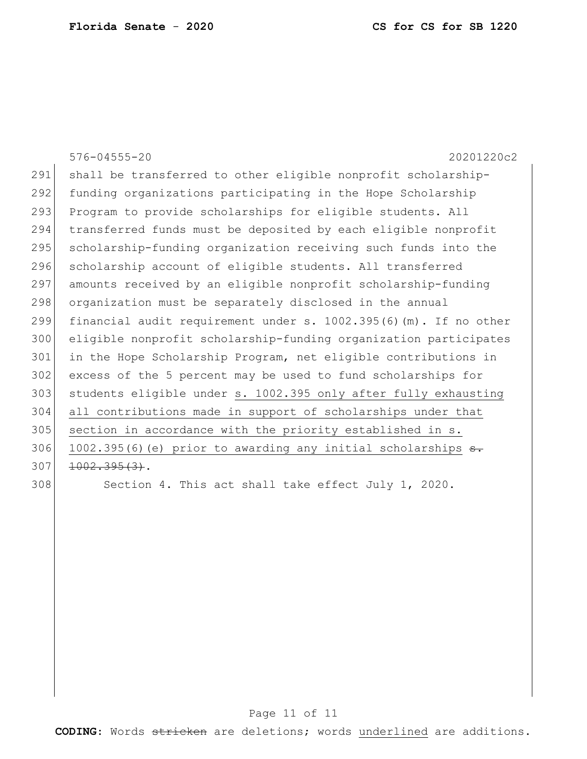shall be transferred to other eligible nonprofit scholarship-funding organizations participating in the Hope Scholarship Program to provide scholarships for eligible students. All transferred funds must be deposited by each eligible nonprofit scholarship-funding organization receiving such funds into the scholarship account of eligible students. All transferred amounts received by an eligible nonprofit scholarship-funding organization must be separately disclosed in the annual financial audit requirement under s. 1002.395(6)(m). If no other eligible nonprofit scholarship-funding organization participates in the Hope Scholarship Program, net eligible contributions in excess of the 5 percent may be used to fund scholarships for students eligible under <u>s. 1002.395 only after fully exhausting all contributions made in support of scholarships under that section in accordance with the priority established in s. 1002.395(6)(e) prior to awarding any initial scholarships</u> ~~s. 1002.395(3)~~.

Section 4. This act shall take effect July 1, 2020.